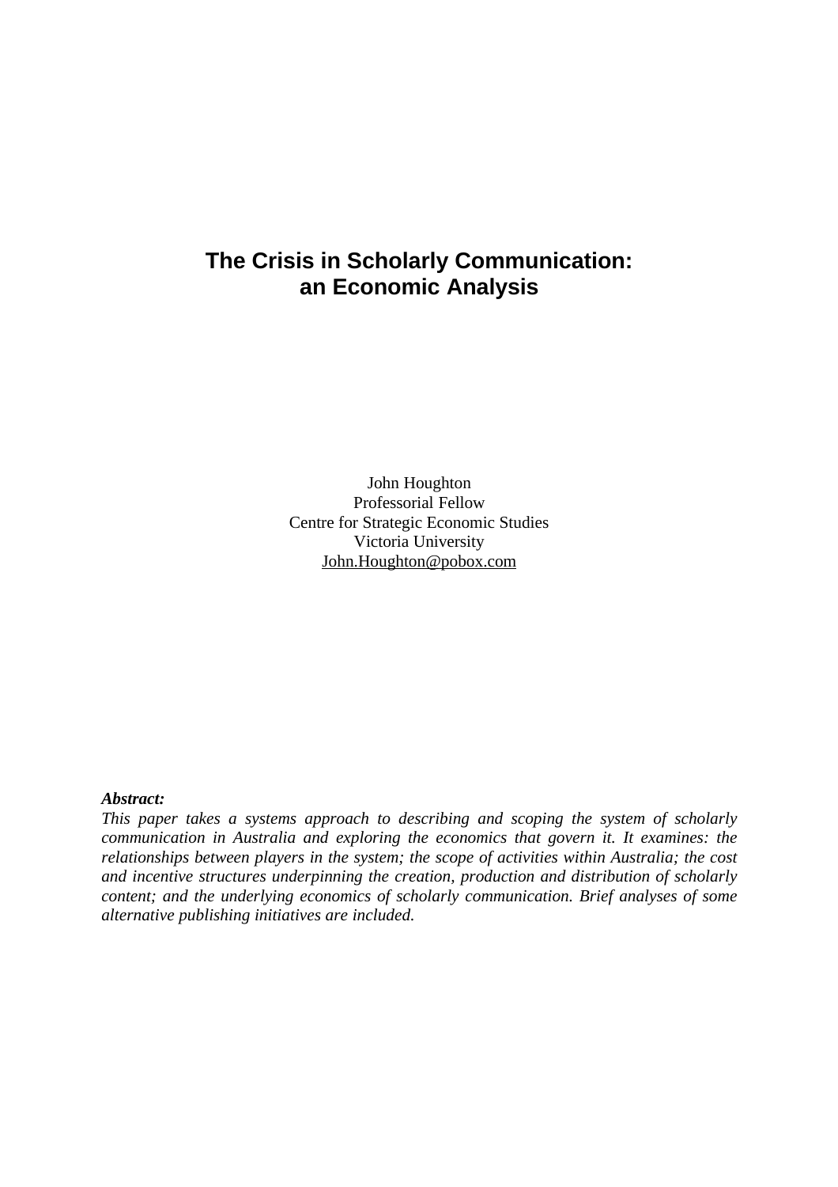# The Crisis in Scholarly Communication: an Economic Analysis

John Houghton
Professorial Fellow
Centre for Strategic Economic Studies
Victoria University
John.Houghton@pobox.com

***Abstract:***
*This paper takes a systems approach to describing and scoping the system of scholarly communication in Australia and exploring the economics that govern it. It examines: the relationships between players in the system; the scope of activities within Australia; the cost and incentive structures underpinning the creation, production and distribution of scholarly content; and the underlying economics of scholarly communication. Brief analyses of some alternative publishing initiatives are included.*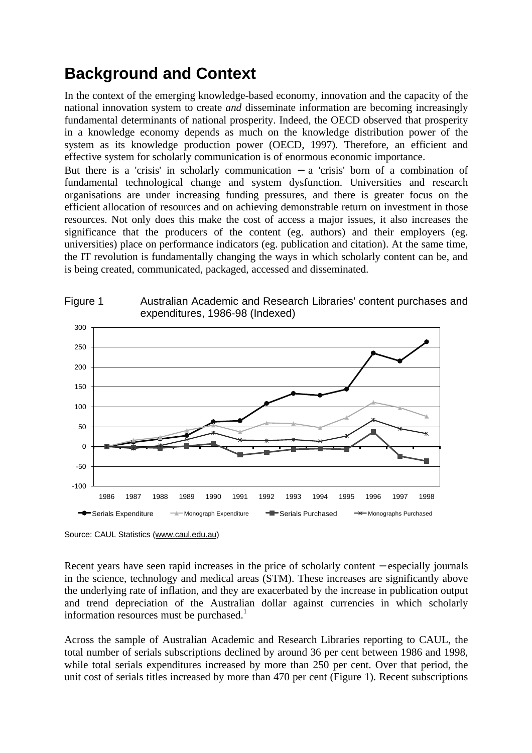## Background and Context

In the context of the emerging knowledge-based economy, innovation and the capacity of the national innovation system to create *and* disseminate information are becoming increasingly fundamental determinants of national prosperity. Indeed, the OECD observed that prosperity in a knowledge economy depends as much on the knowledge distribution power of the system as its knowledge production power (OECD, 1997). Therefore, an efficient and effective system for scholarly communication is of enormous economic importance.

But there is a 'crisis' in scholarly communication – a 'crisis' born of a combination of fundamental technological change and system dysfunction. Universities and research organisations are under increasing funding pressures, and there is greater focus on the efficient allocation of resources and on achieving demonstrable return on investment in those resources. Not only does this make the cost of access a major issues, it also increases the significance that the producers of the content (eg. authors) and their employers (eg. universities) place on performance indicators (eg. publication and citation). At the same time, the IT revolution is fundamentally changing the ways in which scholarly content can be, and is being created, communicated, packaged, accessed and disseminated.

Figure 1 Australian Academic and Research Libraries' content purchases and expenditures, 1986-98 (Indexed)

Source: CAUL Statistics (www.caul.edu.au)

Recent years have seen rapid increases in the price of scholarly content – especially journals in the science, technology and medical areas (STM). These increases are significantly above the underlying rate of inflation, and they are exacerbated by the increase in publication output and trend depreciation of the Australian dollar against currencies in which scholarly information resources must be purchased.[1]

Across the sample of Australian Academic and Research Libraries reporting to CAUL, the total number of serials subscriptions declined by around 36 per cent between 1986 and 1998, while total serials expenditures increased by more than 250 per cent. Over that period, the unit cost of serials titles increased by more than 470 per cent (Figure 1). Recent subscriptions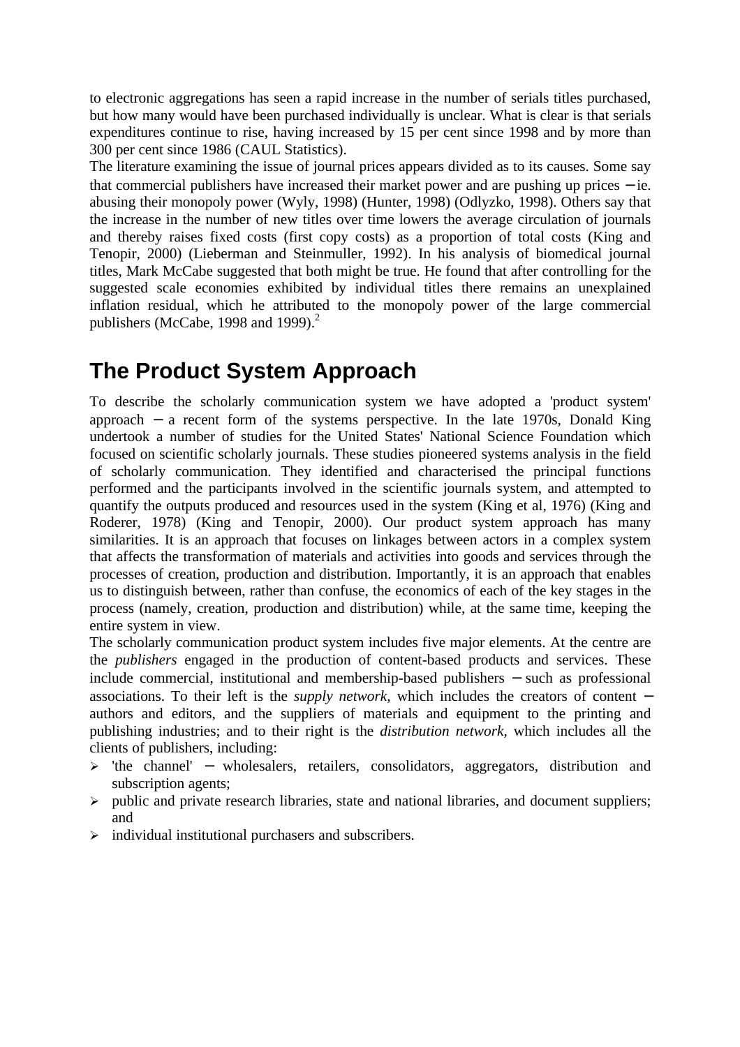to electronic aggregations has seen a rapid increase in the number of serials titles purchased, but how many would have been purchased individually is unclear. What is clear is that serials expenditures continue to rise, having increased by 15 per cent since 1998 and by more than 300 per cent since 1986 (CAUL Statistics).

The literature examining the issue of journal prices appears divided as to its causes. Some say that commercial publishers have increased their market power and are pushing up prices − ie. abusing their monopoly power (Wyly, 1998) (Hunter, 1998) (Odlyzko, 1998). Others say that the increase in the number of new titles over time lowers the average circulation of journals and thereby raises fixed costs (first copy costs) as a proportion of total costs (King and Tenopir, 2000) (Lieberman and Steinmuller, 1992). In his analysis of biomedical journal titles, Mark McCabe suggested that both might be true. He found that after controlling for the suggested scale economies exhibited by individual titles there remains an unexplained inflation residual, which he attributed to the monopoly power of the large commercial publishers (McCabe, 1998 and 1999).[2]

# The Product System Approach

To describe the scholarly communication system we have adopted a 'product system' approach − a recent form of the systems perspective. In the late 1970s, Donald King undertook a number of studies for the United States' National Science Foundation which focused on scientific scholarly journals. These studies pioneered systems analysis in the field of scholarly communication. They identified and characterised the principal functions performed and the participants involved in the scientific journals system, and attempted to quantify the outputs produced and resources used in the system (King et al, 1976) (King and Roderer, 1978) (King and Tenopir, 2000). Our product system approach has many similarities. It is an approach that focuses on linkages between actors in a complex system that affects the transformation of materials and activities into goods and services through the processes of creation, production and distribution. Importantly, it is an approach that enables us to distinguish between, rather than confuse, the economics of each of the key stages in the process (namely, creation, production and distribution) while, at the same time, keeping the entire system in view.

The scholarly communication product system includes five major elements. At the centre are the *publishers* engaged in the production of content-based products and services. These include commercial, institutional and membership-based publishers − such as professional associations. To their left is the *supply network,* which includes the creators of content − authors and editors, and the suppliers of materials and equipment to the printing and publishing industries; and to their right is the *distribution network,* which includes all the clients of publishers, including:

- 'the channel' − wholesalers, retailers, consolidators, aggregators, distribution and subscription agents;
- public and private research libraries, state and national libraries, and document suppliers; and
- individual institutional purchasers and subscribers.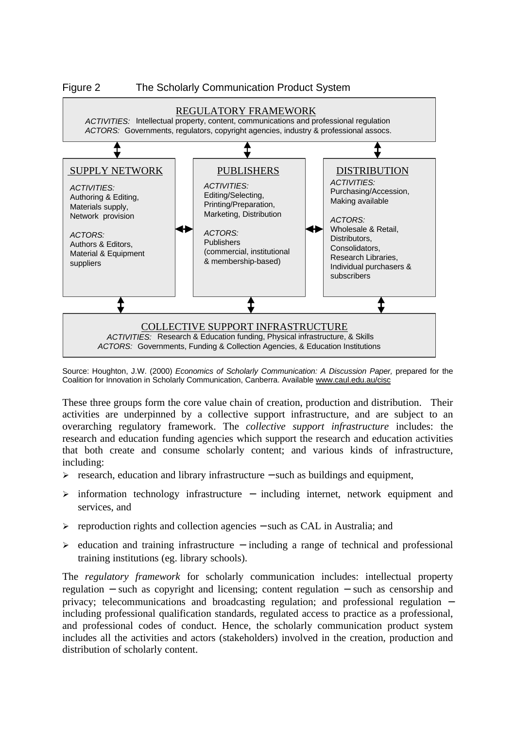Figure 2 The Scholarly Communication Product System

REGULATORY FRAMEWORK

*ACTIVITIES:* Intellectual property, content, communications and professional regulation
*ACTORS:* Governments, regulators, copyright agencies, industry & professional assocs.

SUPPLY NETWORK

*ACTIVITIES:*
Authoring & Editing,
Materials supply,
Network provision

*ACTORS:*
Authors & Editors,
Material & Equipment suppliers

PUBLISHERS

*ACTIVITIES:*
Editing/Selecting,
Printing/Preparation,
Marketing, Distribution

*ACTORS:*
Publishers
(commercial, institutional & membership-based)

DISTRIBUTION

*ACTIVITIES:*
Purchasing/Accession,
Making available

*ACTORS:*
Wholesale & Retail,
Distributors,
Consolidators,
Research Libraries,
Individual purchasers & subscribers

COLLECTIVE SUPPORT INFRASTRUCTURE

*ACTIVITIES:* Research & Education funding, Physical infrastructure, & Skills
*ACTORS:* Governments, Funding & Collection Agencies, & Education Institutions

Source: Houghton, J.W. (2000) *Economics of Scholarly Communication: A Discussion Paper,* prepared for the Coalition for Innovation in Scholarly Communication, Canberra. Available www.caul.edu.au/cisc

These three groups form the core value chain of creation, production and distribution. Their activities are underpinned by a collective support infrastructure, and are subject to an overarching regulatory framework. The *collective support infrastructure* includes: the research and education funding agencies which support the research and education activities that both create and consume scholarly content; and various kinds of infrastructure, including:

- research, education and library infrastructure – such as buildings and equipment,
- information technology infrastructure – including internet, network equipment and services, and
- reproduction rights and collection agencies – such as CAL in Australia; and
- education and training infrastructure – including a range of technical and professional training institutions (eg. library schools).

The *regulatory framework* for scholarly communication includes: intellectual property regulation – such as copyright and licensing; content regulation – such as censorship and privacy; telecommunications and broadcasting regulation; and professional regulation – including professional qualification standards, regulated access to practice as a professional, and professional codes of conduct. Hence, the scholarly communication product system includes all the activities and actors (stakeholders) involved in the creation, production and distribution of scholarly content.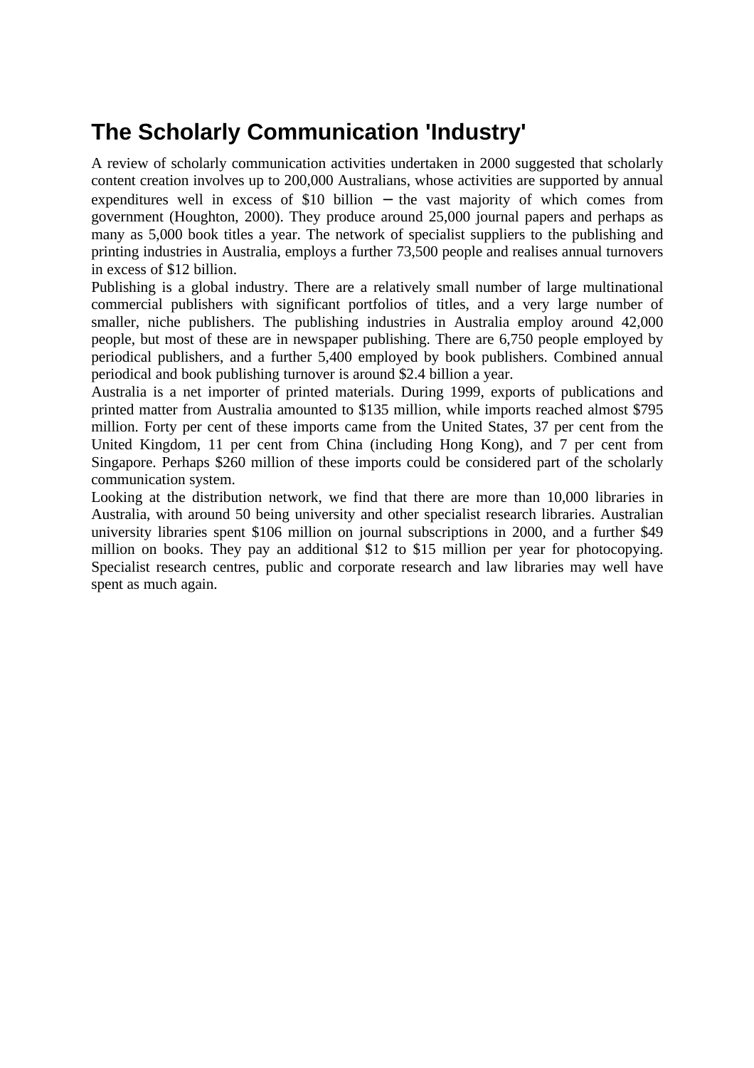## The Scholarly Communication 'Industry'

A review of scholarly communication activities undertaken in 2000 suggested that scholarly content creation involves up to 200,000 Australians, whose activities are supported by annual expenditures well in excess of $10 billion – the vast majority of which comes from government (Houghton, 2000). They produce around 25,000 journal papers and perhaps as many as 5,000 book titles a year. The network of specialist suppliers to the publishing and printing industries in Australia, employs a further 73,500 people and realises annual turnovers in excess of $12 billion.

Publishing is a global industry. There are a relatively small number of large multinational commercial publishers with significant portfolios of titles, and a very large number of smaller, niche publishers. The publishing industries in Australia employ around 42,000 people, but most of these are in newspaper publishing. There are 6,750 people employed by periodical publishers, and a further 5,400 employed by book publishers. Combined annual periodical and book publishing turnover is around $2.4 billion a year.

Australia is a net importer of printed materials. During 1999, exports of publications and printed matter from Australia amounted to $135 million, while imports reached almost $795 million. Forty per cent of these imports came from the United States, 37 per cent from the United Kingdom, 11 per cent from China (including Hong Kong), and 7 per cent from Singapore. Perhaps $260 million of these imports could be considered part of the scholarly communication system.

Looking at the distribution network, we find that there are more than 10,000 libraries in Australia, with around 50 being university and other specialist research libraries. Australian university libraries spent $106 million on journal subscriptions in 2000, and a further $49 million on books. They pay an additional $12 to $15 million per year for photocopying. Specialist research centres, public and corporate research and law libraries may well have spent as much again.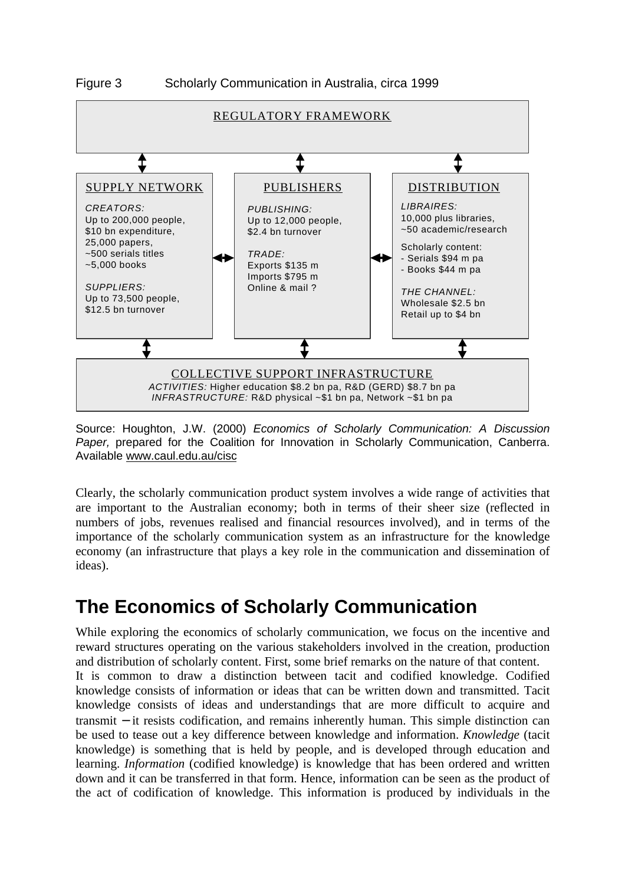Figure 3 Scholarly Communication in Australia, circa 1999

REGULATORY FRAMEWORK

SUPPLY NETWORK

*CREATORS:*
Up to 200,000 people,
$10 bn expenditure,
25,000 papers,
~500 serials titles
~5,000 books

*SUPPLIERS:*
Up to 73,500 people,
$12.5 bn turnover

PUBLISHERS

*PUBLISHING:*
Up to 12,000 people,
$2.4 bn turnover

*TRADE:*
Exports $135 m
Imports $795 m
Online & mail ?

DISTRIBUTION

*LIBRAIRES:*
10,000 plus libraries,
~50 academic/research

Scholarly content:
- Serials $94 m pa
- Books $44 m pa

*THE CHANNEL:*
Wholesale $2.5 bn
Retail up to $4 bn

COLLECTIVE SUPPORT INFRASTRUCTURE

*ACTIVITIES:* Higher education $8.2 bn pa, R&D (GERD) $8.7 bn pa
*INFRASTRUCTURE:* R&D physical ~$1 bn pa, Network ~$1 bn pa

Source: Houghton, J.W. (2000) *Economics of Scholarly Communication: A Discussion Paper,* prepared for the Coalition for Innovation in Scholarly Communication, Canberra. Available www.caul.edu.au/cisc

Clearly, the scholarly communication product system involves a wide range of activities that are important to the Australian economy; both in terms of their sheer size (reflected in numbers of jobs, revenues realised and financial resources involved), and in terms of the importance of the scholarly communication system as an infrastructure for the knowledge economy (an infrastructure that plays a key role in the communication and dissemination of ideas).

## The Economics of Scholarly Communication

While exploring the economics of scholarly communication, we focus on the incentive and reward structures operating on the various stakeholders involved in the creation, production and distribution of scholarly content. First, some brief remarks on the nature of that content.

It is common to draw a distinction between tacit and codified knowledge. Codified knowledge consists of information or ideas that can be written down and transmitted. Tacit knowledge consists of ideas and understandings that are more difficult to acquire and transmit – it resists codification, and remains inherently human. This simple distinction can be used to tease out a key difference between knowledge and information. *Knowledge* (tacit knowledge) is something that is held by people, and is developed through education and learning. *Information* (codified knowledge) is knowledge that has been ordered and written down and it can be transferred in that form. Hence, information can be seen as the product of the act of codification of knowledge. This information is produced by individuals in the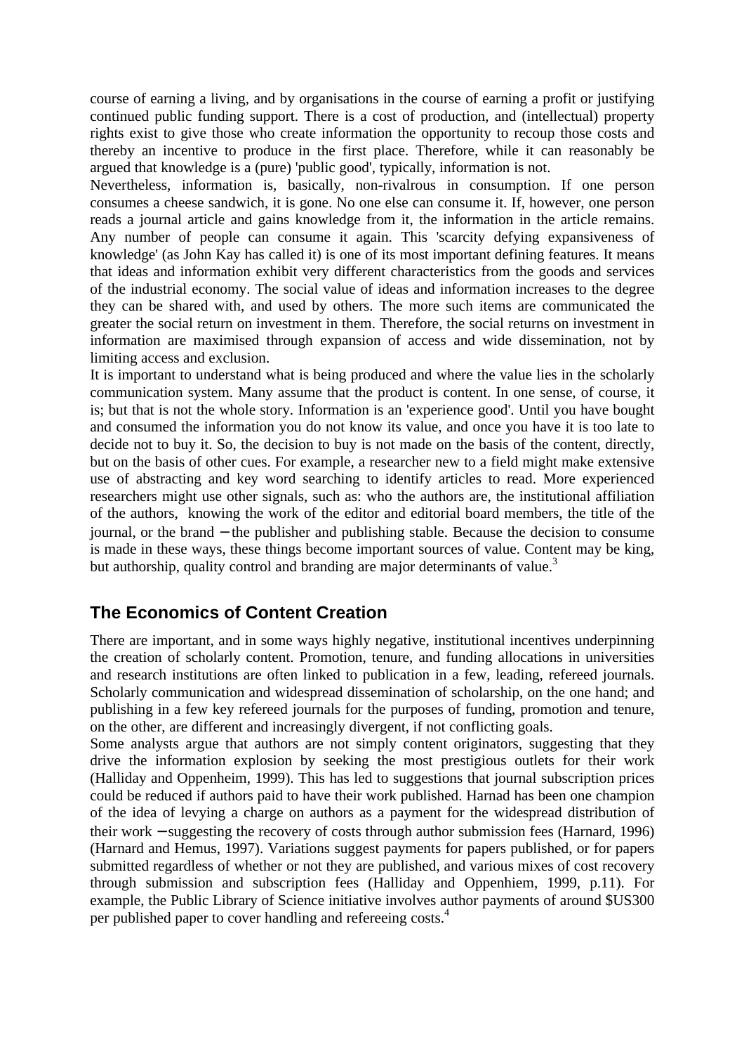course of earning a living, and by organisations in the course of earning a profit or justifying continued public funding support. There is a cost of production, and (intellectual) property rights exist to give those who create information the opportunity to recoup those costs and thereby an incentive to produce in the first place. Therefore, while it can reasonably be argued that knowledge is a (pure) 'public good', typically, information is not.

Nevertheless, information is, basically, non-rivalrous in consumption. If one person consumes a cheese sandwich, it is gone. No one else can consume it. If, however, one person reads a journal article and gains knowledge from it, the information in the article remains. Any number of people can consume it again. This 'scarcity defying expansiveness of knowledge' (as John Kay has called it) is one of its most important defining features. It means that ideas and information exhibit very different characteristics from the goods and services of the industrial economy. The social value of ideas and information increases to the degree they can be shared with, and used by others. The more such items are communicated the greater the social return on investment in them. Therefore, the social returns on investment in information are maximised through expansion of access and wide dissemination, not by limiting access and exclusion.

It is important to understand what is being produced and where the value lies in the scholarly communication system. Many assume that the product is content. In one sense, of course, it is; but that is not the whole story. Information is an 'experience good'. Until you have bought and consumed the information you do not know its value, and once you have it is too late to decide not to buy it. So, the decision to buy is not made on the basis of the content, directly, but on the basis of other cues. For example, a researcher new to a field might make extensive use of abstracting and key word searching to identify articles to read. More experienced researchers might use other signals, such as: who the authors are, the institutional affiliation of the authors, knowing the work of the editor and editorial board members, the title of the journal, or the brand – the publisher and publishing stable. Because the decision to consume is made in these ways, these things become important sources of value. Content may be king, but authorship, quality control and branding are major determinants of value.[3]

## The Economics of Content Creation

There are important, and in some ways highly negative, institutional incentives underpinning the creation of scholarly content. Promotion, tenure, and funding allocations in universities and research institutions are often linked to publication in a few, leading, refereed journals. Scholarly communication and widespread dissemination of scholarship, on the one hand; and publishing in a few key refereed journals for the purposes of funding, promotion and tenure, on the other, are different and increasingly divergent, if not conflicting goals.

Some analysts argue that authors are not simply content originators, suggesting that they drive the information explosion by seeking the most prestigious outlets for their work (Halliday and Oppenheim, 1999). This has led to suggestions that journal subscription prices could be reduced if authors paid to have their work published. Harnad has been one champion of the idea of levying a charge on authors as a payment for the widespread distribution of their work – suggesting the recovery of costs through author submission fees (Harnard, 1996) (Harnard and Hemus, 1997). Variations suggest payments for papers published, or for papers submitted regardless of whether or not they are published, and various mixes of cost recovery through submission and subscription fees (Halliday and Oppenhiem, 1999, p.11). For example, the Public Library of Science initiative involves author payments of around $US300 per published paper to cover handling and refereeing costs.[4]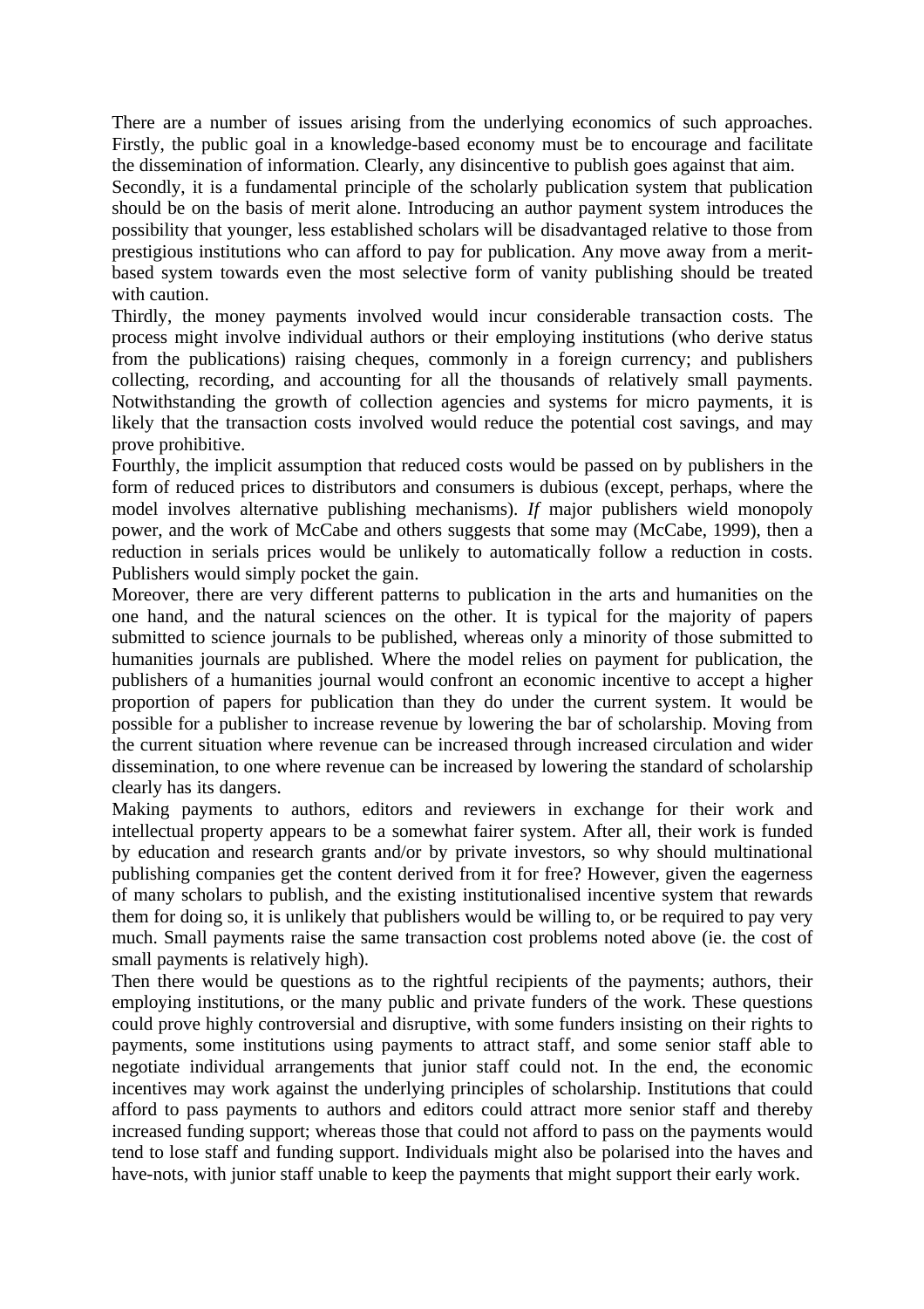There are a number of issues arising from the underlying economics of such approaches. Firstly, the public goal in a knowledge-based economy must be to encourage and facilitate the dissemination of information. Clearly, any disincentive to publish goes against that aim.

Secondly, it is a fundamental principle of the scholarly publication system that publication should be on the basis of merit alone. Introducing an author payment system introduces the possibility that younger, less established scholars will be disadvantaged relative to those from prestigious institutions who can afford to pay for publication. Any move away from a merit-based system towards even the most selective form of vanity publishing should be treated with caution.

Thirdly, the money payments involved would incur considerable transaction costs. The process might involve individual authors or their employing institutions (who derive status from the publications) raising cheques, commonly in a foreign currency; and publishers collecting, recording, and accounting for all the thousands of relatively small payments. Notwithstanding the growth of collection agencies and systems for micro payments, it is likely that the transaction costs involved would reduce the potential cost savings, and may prove prohibitive.

Fourthly, the implicit assumption that reduced costs would be passed on by publishers in the form of reduced prices to distributors and consumers is dubious (except, perhaps, where the model involves alternative publishing mechanisms). *If* major publishers wield monopoly power, and the work of McCabe and others suggests that some may (McCabe, 1999), then a reduction in serials prices would be unlikely to automatically follow a reduction in costs. Publishers would simply pocket the gain.

Moreover, there are very different patterns to publication in the arts and humanities on the one hand, and the natural sciences on the other. It is typical for the majority of papers submitted to science journals to be published, whereas only a minority of those submitted to humanities journals are published. Where the model relies on payment for publication, the publishers of a humanities journal would confront an economic incentive to accept a higher proportion of papers for publication than they do under the current system. It would be possible for a publisher to increase revenue by lowering the bar of scholarship. Moving from the current situation where revenue can be increased through increased circulation and wider dissemination, to one where revenue can be increased by lowering the standard of scholarship clearly has its dangers.

Making payments to authors, editors and reviewers in exchange for their work and intellectual property appears to be a somewhat fairer system. After all, their work is funded by education and research grants and/or by private investors, so why should multinational publishing companies get the content derived from it for free? However, given the eagerness of many scholars to publish, and the existing institutionalised incentive system that rewards them for doing so, it is unlikely that publishers would be willing to, or be required to pay very much. Small payments raise the same transaction cost problems noted above (ie. the cost of small payments is relatively high).

Then there would be questions as to the rightful recipients of the payments; authors, their employing institutions, or the many public and private funders of the work. These questions could prove highly controversial and disruptive, with some funders insisting on their rights to payments, some institutions using payments to attract staff, and some senior staff able to negotiate individual arrangements that junior staff could not. In the end, the economic incentives may work against the underlying principles of scholarship. Institutions that could afford to pass payments to authors and editors could attract more senior staff and thereby increased funding support; whereas those that could not afford to pass on the payments would tend to lose staff and funding support. Individuals might also be polarised into the haves and have-nots, with junior staff unable to keep the payments that might support their early work.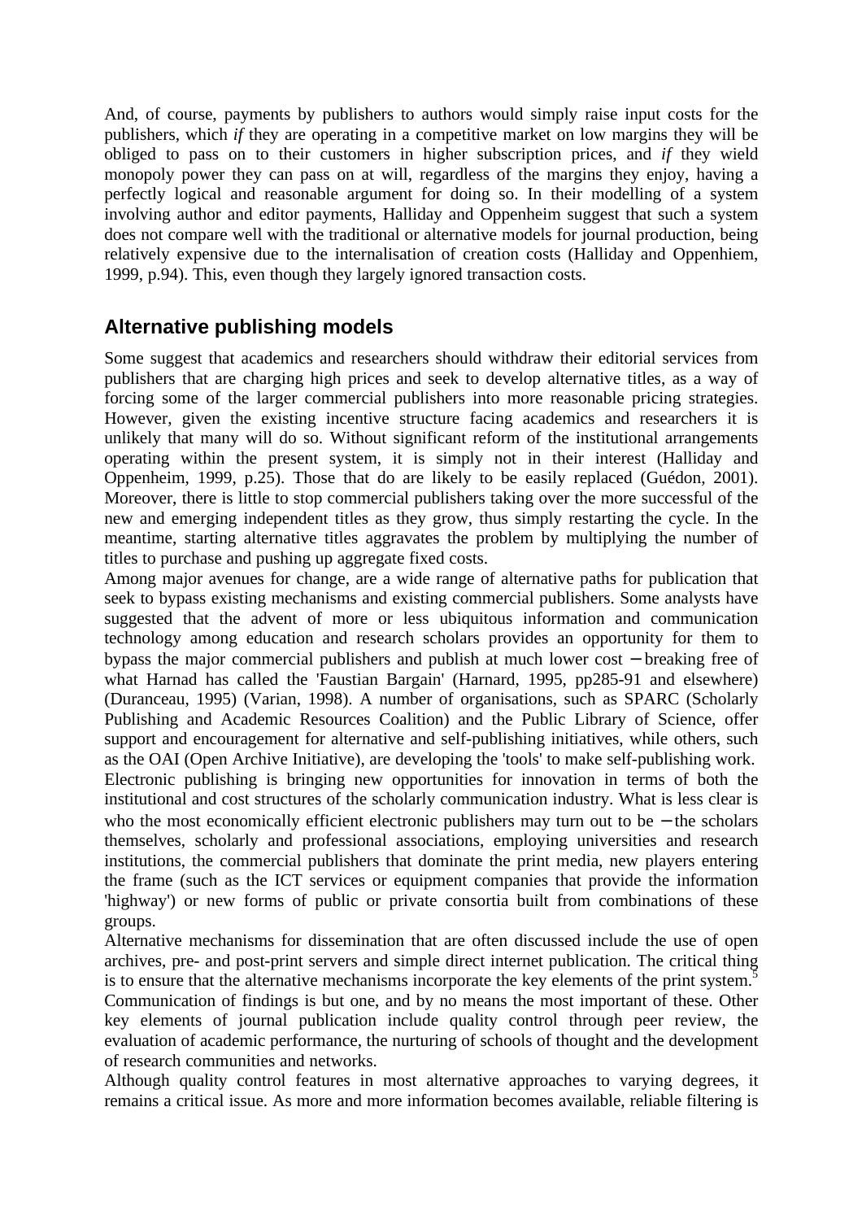And, of course, payments by publishers to authors would simply raise input costs for the publishers, which *if* they are operating in a competitive market on low margins they will be obliged to pass on to their customers in higher subscription prices, and *if* they wield monopoly power they can pass on at will, regardless of the margins they enjoy, having a perfectly logical and reasonable argument for doing so. In their modelling of a system involving author and editor payments, Halliday and Oppenheim suggest that such a system does not compare well with the traditional or alternative models for journal production, being relatively expensive due to the internalisation of creation costs (Halliday and Oppenhiem, 1999, p.94). This, even though they largely ignored transaction costs.

## Alternative publishing models

Some suggest that academics and researchers should withdraw their editorial services from publishers that are charging high prices and seek to develop alternative titles, as a way of forcing some of the larger commercial publishers into more reasonable pricing strategies. However, given the existing incentive structure facing academics and researchers it is unlikely that many will do so. Without significant reform of the institutional arrangements operating within the present system, it is simply not in their interest (Halliday and Oppenheim, 1999, p.25). Those that do are likely to be easily replaced (Guédon, 2001). Moreover, there is little to stop commercial publishers taking over the more successful of the new and emerging independent titles as they grow, thus simply restarting the cycle. In the meantime, starting alternative titles aggravates the problem by multiplying the number of titles to purchase and pushing up aggregate fixed costs.

Among major avenues for change, are a wide range of alternative paths for publication that seek to bypass existing mechanisms and existing commercial publishers. Some analysts have suggested that the advent of more or less ubiquitous information and communication technology among education and research scholars provides an opportunity for them to bypass the major commercial publishers and publish at much lower cost – breaking free of what Harnad has called the 'Faustian Bargain' (Harnard, 1995, pp285-91 and elsewhere) (Duranceau, 1995) (Varian, 1998). A number of organisations, such as SPARC (Scholarly Publishing and Academic Resources Coalition) and the Public Library of Science, offer support and encouragement for alternative and self-publishing initiatives, while others, such as the OAI (Open Archive Initiative), are developing the 'tools' to make self-publishing work.

Electronic publishing is bringing new opportunities for innovation in terms of both the institutional and cost structures of the scholarly communication industry. What is less clear is who the most economically efficient electronic publishers may turn out to be – the scholars themselves, scholarly and professional associations, employing universities and research institutions, the commercial publishers that dominate the print media, new players entering the frame (such as the ICT services or equipment companies that provide the information 'highway') or new forms of public or private consortia built from combinations of these groups.

Alternative mechanisms for dissemination that are often discussed include the use of open archives, pre- and post-print servers and simple direct internet publication. The critical thing is to ensure that the alternative mechanisms incorporate the key elements of the print system.[5] Communication of findings is but one, and by no means the most important of these. Other key elements of journal publication include quality control through peer review, the evaluation of academic performance, the nurturing of schools of thought and the development of research communities and networks.

Although quality control features in most alternative approaches to varying degrees, it remains a critical issue. As more and more information becomes available, reliable filtering is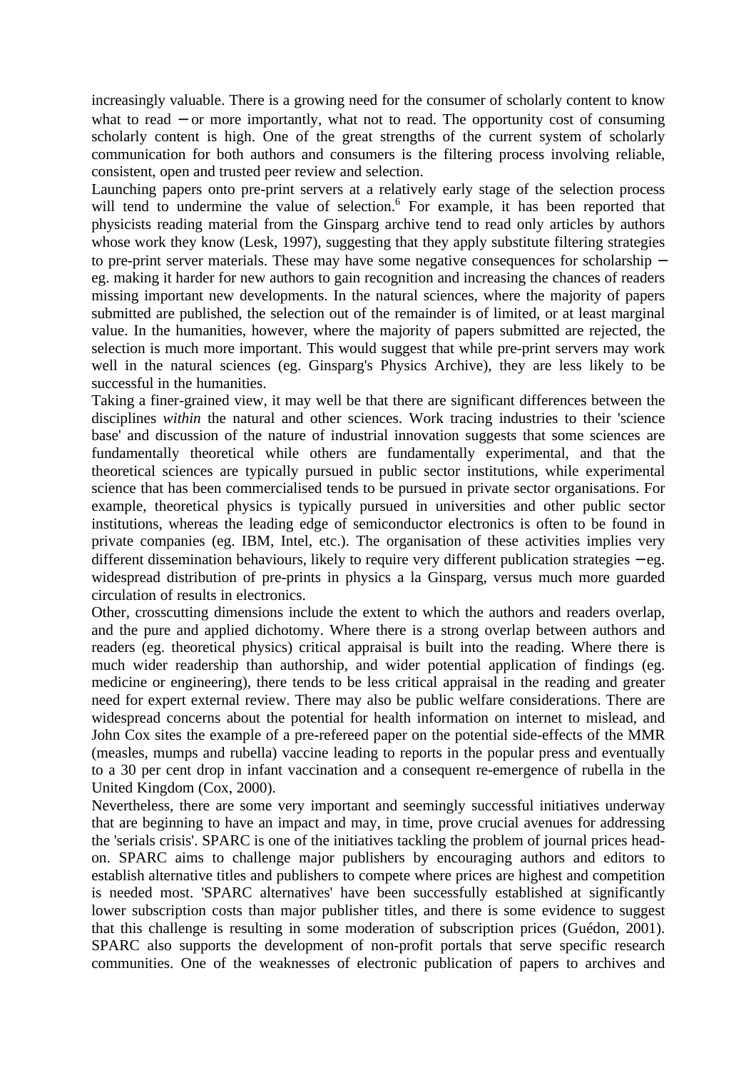increasingly valuable. There is a growing need for the consumer of scholarly content to know what to read – or more importantly, what not to read. The opportunity cost of consuming scholarly content is high. One of the great strengths of the current system of scholarly communication for both authors and consumers is the filtering process involving reliable, consistent, open and trusted peer review and selection.

Launching papers onto pre-print servers at a relatively early stage of the selection process will tend to undermine the value of selection.[6] For example, it has been reported that physicists reading material from the Ginsparg archive tend to read only articles by authors whose work they know (Lesk, 1997), suggesting that they apply substitute filtering strategies to pre-print server materials. These may have some negative consequences for scholarship – eg. making it harder for new authors to gain recognition and increasing the chances of readers missing important new developments. In the natural sciences, where the majority of papers submitted are published, the selection out of the remainder is of limited, or at least marginal value. In the humanities, however, where the majority of papers submitted are rejected, the selection is much more important. This would suggest that while pre-print servers may work well in the natural sciences (eg. Ginsparg's Physics Archive), they are less likely to be successful in the humanities.

Taking a finer-grained view, it may well be that there are significant differences between the disciplines *within* the natural and other sciences. Work tracing industries to their 'science base' and discussion of the nature of industrial innovation suggests that some sciences are fundamentally theoretical while others are fundamentally experimental, and that the theoretical sciences are typically pursued in public sector institutions, while experimental science that has been commercialised tends to be pursued in private sector organisations. For example, theoretical physics is typically pursued in universities and other public sector institutions, whereas the leading edge of semiconductor electronics is often to be found in private companies (eg. IBM, Intel, etc.). The organisation of these activities implies very different dissemination behaviours, likely to require very different publication strategies – eg. widespread distribution of pre-prints in physics a la Ginsparg, versus much more guarded circulation of results in electronics.

Other, crosscutting dimensions include the extent to which the authors and readers overlap, and the pure and applied dichotomy. Where there is a strong overlap between authors and readers (eg. theoretical physics) critical appraisal is built into the reading. Where there is much wider readership than authorship, and wider potential application of findings (eg. medicine or engineering), there tends to be less critical appraisal in the reading and greater need for expert external review. There may also be public welfare considerations. There are widespread concerns about the potential for health information on internet to mislead, and John Cox sites the example of a pre-refereed paper on the potential side-effects of the MMR (measles, mumps and rubella) vaccine leading to reports in the popular press and eventually to a 30 per cent drop in infant vaccination and a consequent re-emergence of rubella in the United Kingdom (Cox, 2000).

Nevertheless, there are some very important and seemingly successful initiatives underway that are beginning to have an impact and may, in time, prove crucial avenues for addressing the 'serials crisis'. SPARC is one of the initiatives tackling the problem of journal prices head-on. SPARC aims to challenge major publishers by encouraging authors and editors to establish alternative titles and publishers to compete where prices are highest and competition is needed most. 'SPARC alternatives' have been successfully established at significantly lower subscription costs than major publisher titles, and there is some evidence to suggest that this challenge is resulting in some moderation of subscription prices (Guédon, 2001). SPARC also supports the development of non-profit portals that serve specific research communities. One of the weaknesses of electronic publication of papers to archives and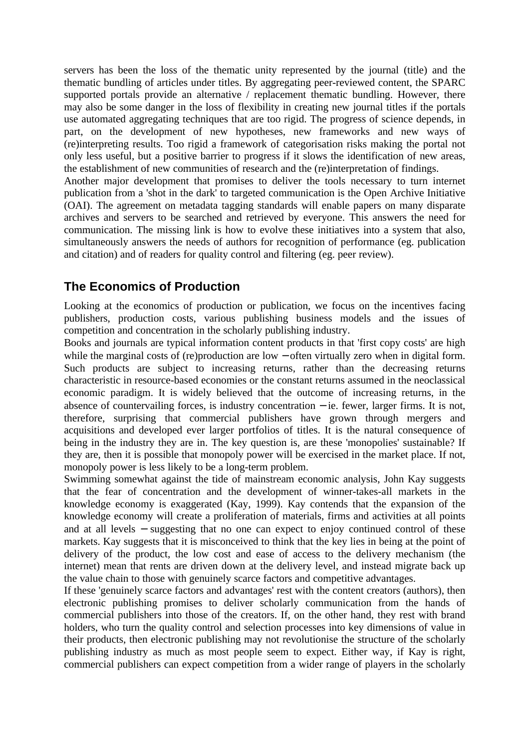servers has been the loss of the thematic unity represented by the journal (title) and the thematic bundling of articles under titles. By aggregating peer-reviewed content, the SPARC supported portals provide an alternative / replacement thematic bundling. However, there may also be some danger in the loss of flexibility in creating new journal titles if the portals use automated aggregating techniques that are too rigid. The progress of science depends, in part, on the development of new hypotheses, new frameworks and new ways of (re)interpreting results. Too rigid a framework of categorisation risks making the portal not only less useful, but a positive barrier to progress if it slows the identification of new areas, the establishment of new communities of research and the (re)interpretation of findings.

Another major development that promises to deliver the tools necessary to turn internet publication from a 'shot in the dark' to targeted communication is the Open Archive Initiative (OAI). The agreement on metadata tagging standards will enable papers on many disparate archives and servers to be searched and retrieved by everyone. This answers the need for communication. The missing link is how to evolve these initiatives into a system that also, simultaneously answers the needs of authors for recognition of performance (eg. publication and citation) and of readers for quality control and filtering (eg. peer review).

## The Economics of Production

Looking at the economics of production or publication, we focus on the incentives facing publishers, production costs, various publishing business models and the issues of competition and concentration in the scholarly publishing industry.

Books and journals are typical information content products in that 'first copy costs' are high while the marginal costs of (re)production are low − often virtually zero when in digital form. Such products are subject to increasing returns, rather than the decreasing returns characteristic in resource-based economies or the constant returns assumed in the neoclassical economic paradigm. It is widely believed that the outcome of increasing returns, in the absence of countervailing forces, is industry concentration − ie. fewer, larger firms. It is not, therefore, surprising that commercial publishers have grown through mergers and acquisitions and developed ever larger portfolios of titles. It is the natural consequence of being in the industry they are in. The key question is, are these 'monopolies' sustainable? If they are, then it is possible that monopoly power will be exercised in the market place. If not, monopoly power is less likely to be a long-term problem.

Swimming somewhat against the tide of mainstream economic analysis, John Kay suggests that the fear of concentration and the development of winner-takes-all markets in the knowledge economy is exaggerated (Kay, 1999). Kay contends that the expansion of the knowledge economy will create a proliferation of materials, firms and activities at all points and at all levels − suggesting that no one can expect to enjoy continued control of these markets. Kay suggests that it is misconceived to think that the key lies in being at the point of delivery of the product, the low cost and ease of access to the delivery mechanism (the internet) mean that rents are driven down at the delivery level, and instead migrate back up the value chain to those with genuinely scarce factors and competitive advantages.

If these 'genuinely scarce factors and advantages' rest with the content creators (authors), then electronic publishing promises to deliver scholarly communication from the hands of commercial publishers into those of the creators. If, on the other hand, they rest with brand holders, who turn the quality control and selection processes into key dimensions of value in their products, then electronic publishing may not revolutionise the structure of the scholarly publishing industry as much as most people seem to expect. Either way, if Kay is right, commercial publishers can expect competition from a wider range of players in the scholarly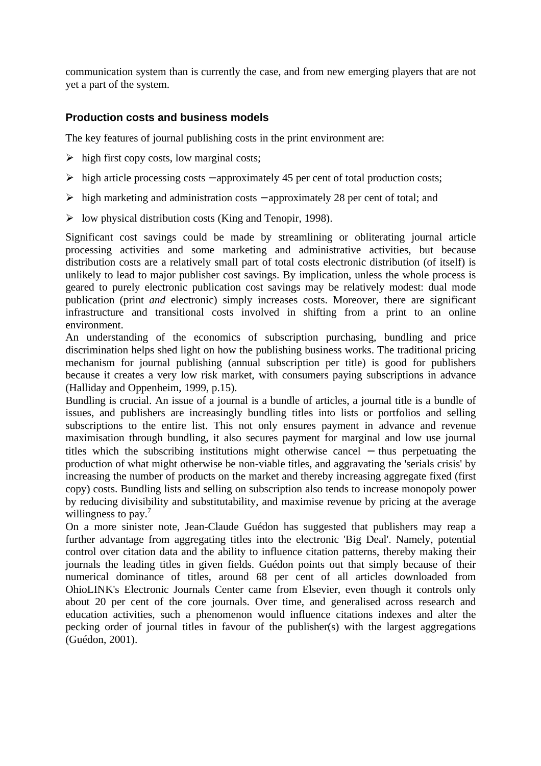communication system than is currently the case, and from new emerging players that are not yet a part of the system.

### Production costs and business models

The key features of journal publishing costs in the print environment are:

- high first copy costs, low marginal costs;
- high article processing costs – approximately 45 per cent of total production costs;
- high marketing and administration costs – approximately 28 per cent of total; and
- low physical distribution costs (King and Tenopir, 1998).

Significant cost savings could be made by streamlining or obliterating journal article processing activities and some marketing and administrative activities, but because distribution costs are a relatively small part of total costs electronic distribution (of itself) is unlikely to lead to major publisher cost savings. By implication, unless the whole process is geared to purely electronic publication cost savings may be relatively modest: dual mode publication (print *and* electronic) simply increases costs. Moreover, there are significant infrastructure and transitional costs involved in shifting from a print to an online environment.

An understanding of the economics of subscription purchasing, bundling and price discrimination helps shed light on how the publishing business works. The traditional pricing mechanism for journal publishing (annual subscription per title) is good for publishers because it creates a very low risk market, with consumers paying subscriptions in advance (Halliday and Oppenheim, 1999, p.15).

Bundling is crucial. An issue of a journal is a bundle of articles, a journal title is a bundle of issues, and publishers are increasingly bundling titles into lists or portfolios and selling subscriptions to the entire list. This not only ensures payment in advance and revenue maximisation through bundling, it also secures payment for marginal and low use journal titles which the subscribing institutions might otherwise cancel – thus perpetuating the production of what might otherwise be non-viable titles, and aggravating the 'serials crisis' by increasing the number of products on the market and thereby increasing aggregate fixed (first copy) costs. Bundling lists and selling on subscription also tends to increase monopoly power by reducing divisibility and substitutability, and maximise revenue by pricing at the average willingness to pay.[7]

On a more sinister note, Jean-Claude Guédon has suggested that publishers may reap a further advantage from aggregating titles into the electronic 'Big Deal'. Namely, potential control over citation data and the ability to influence citation patterns, thereby making their journals the leading titles in given fields. Guédon points out that simply because of their numerical dominance of titles, around 68 per cent of all articles downloaded from OhioLINK's Electronic Journals Center came from Elsevier, even though it controls only about 20 per cent of the core journals. Over time, and generalised across research and education activities, such a phenomenon would influence citations indexes and alter the pecking order of journal titles in favour of the publisher(s) with the largest aggregations (Guédon, 2001).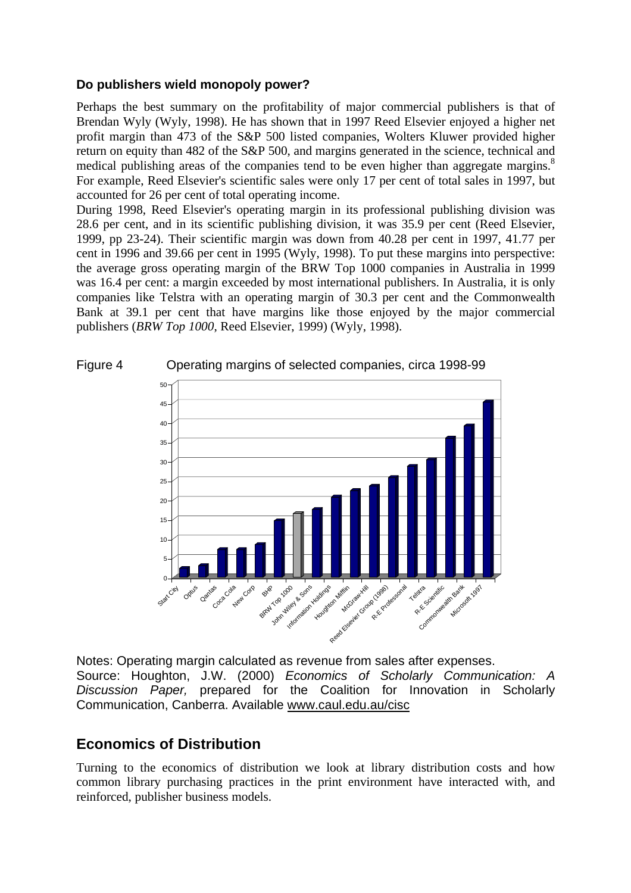### Do publishers wield monopoly power?

Perhaps the best summary on the profitability of major commercial publishers is that of Brendan Wyly (Wyly, 1998). He has shown that in 1997 Reed Elsevier enjoyed a higher net profit margin than 473 of the S&P 500 listed companies, Wolters Kluwer provided higher return on equity than 482 of the S&P 500, and margins generated in the science, technical and medical publishing areas of the companies tend to be even higher than aggregate margins.[8] For example, Reed Elsevier's scientific sales were only 17 per cent of total sales in 1997, but accounted for 26 per cent of total operating income.

During 1998, Reed Elsevier's operating margin in its professional publishing division was 28.6 per cent, and in its scientific publishing division, it was 35.9 per cent (Reed Elsevier, 1999, pp 23-24). Their scientific margin was down from 40.28 per cent in 1997, 41.77 per cent in 1996 and 39.66 per cent in 1995 (Wyly, 1998). To put these margins into perspective: the average gross operating margin of the BRW Top 1000 companies in Australia in 1999 was 16.4 per cent: a margin exceeded by most international publishers. In Australia, it is only companies like Telstra with an operating margin of 30.3 per cent and the Commonwealth Bank at 39.1 per cent that have margins like those enjoyed by the major commercial publishers (*BRW Top 1000*, Reed Elsevier, 1999) (Wyly, 1998).

Figure 4 Operating margins of selected companies, circa 1998-99

Notes: Operating margin calculated as revenue from sales after expenses.
Source: Houghton, J.W. (2000) *Economics of Scholarly Communication: A Discussion Paper,* prepared for the Coalition for Innovation in Scholarly Communication, Canberra. Available www.caul.edu.au/cisc

## Economics of Distribution

Turning to the economics of distribution we look at library distribution costs and how common library purchasing practices in the print environment have interacted with, and reinforced, publisher business models.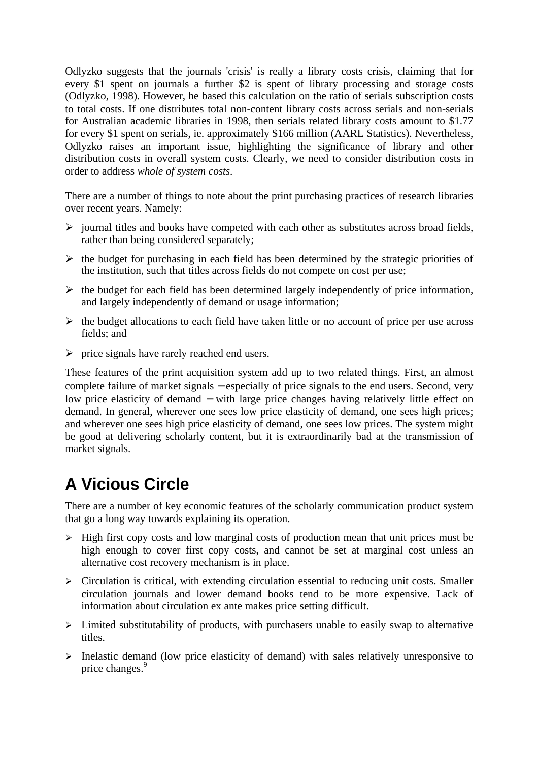Odlyzko suggests that the journals 'crisis' is really a library costs crisis, claiming that for every $1 spent on journals a further $2 is spent of library processing and storage costs (Odlyzko, 1998). However, he based this calculation on the ratio of serials subscription costs to total costs. If one distributes total non-content library costs across serials and non-serials for Australian academic libraries in 1998, then serials related library costs amount to $1.77 for every $1 spent on serials, ie. approximately $166 million (AARL Statistics). Nevertheless, Odlyzko raises an important issue, highlighting the significance of library and other distribution costs in overall system costs. Clearly, we need to consider distribution costs in order to address *whole of system costs*.

There are a number of things to note about the print purchasing practices of research libraries over recent years. Namely:

- journal titles and books have competed with each other as substitutes across broad fields, rather than being considered separately;
- the budget for purchasing in each field has been determined by the strategic priorities of the institution, such that titles across fields do not compete on cost per use;
- the budget for each field has been determined largely independently of price information, and largely independently of demand or usage information;
- the budget allocations to each field have taken little or no account of price per use across fields; and
- price signals have rarely reached end users.

These features of the print acquisition system add up to two related things. First, an almost complete failure of market signals – especially of price signals to the end users. Second, very low price elasticity of demand – with large price changes having relatively little effect on demand. In general, wherever one sees low price elasticity of demand, one sees high prices; and wherever one sees high price elasticity of demand, one sees low prices. The system might be good at delivering scholarly content, but it is extraordinarily bad at the transmission of market signals.

# A Vicious Circle

There are a number of key economic features of the scholarly communication product system that go a long way towards explaining its operation.

- High first copy costs and low marginal costs of production mean that unit prices must be high enough to cover first copy costs, and cannot be set at marginal cost unless an alternative cost recovery mechanism is in place.
- Circulation is critical, with extending circulation essential to reducing unit costs. Smaller circulation journals and lower demand books tend to be more expensive. Lack of information about circulation ex ante makes price setting difficult.
- Limited substitutability of products, with purchasers unable to easily swap to alternative titles.
- Inelastic demand (low price elasticity of demand) with sales relatively unresponsive to price changes.[9]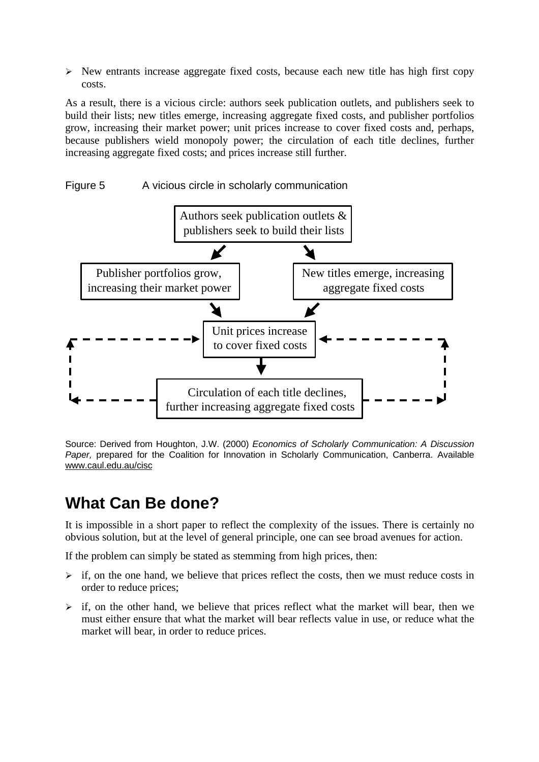- New entrants increase aggregate fixed costs, because each new title has high first copy costs.

As a result, there is a vicious circle: authors seek publication outlets, and publishers seek to build their lists; new titles emerge, increasing aggregate fixed costs, and publisher portfolios grow, increasing their market power; unit prices increase to cover fixed costs and, perhaps, because publishers wield monopoly power; the circulation of each title declines, further increasing aggregate fixed costs; and prices increase still further.

Figure 5 A vicious circle in scholarly communication

Authors seek publication outlets & publishers seek to build their lists

Publisher portfolios grow, increasing their market power

New titles emerge, increasing aggregate fixed costs

Unit prices increase to cover fixed costs

Circulation of each title declines, further increasing aggregate fixed costs

Source: Derived from Houghton, J.W. (2000) *Economics of Scholarly Communication: A Discussion Paper,* prepared for the Coalition for Innovation in Scholarly Communication, Canberra. Available www.caul.edu.au/cisc

## What Can Be done?

It is impossible in a short paper to reflect the complexity of the issues. There is certainly no obvious solution, but at the level of general principle, one can see broad avenues for action.

If the problem can simply be stated as stemming from high prices, then:

- if, on the one hand, we believe that prices reflect the costs, then we must reduce costs in order to reduce prices;
- if, on the other hand, we believe that prices reflect what the market will bear, then we must either ensure that what the market will bear reflects value in use, or reduce what the market will bear, in order to reduce prices.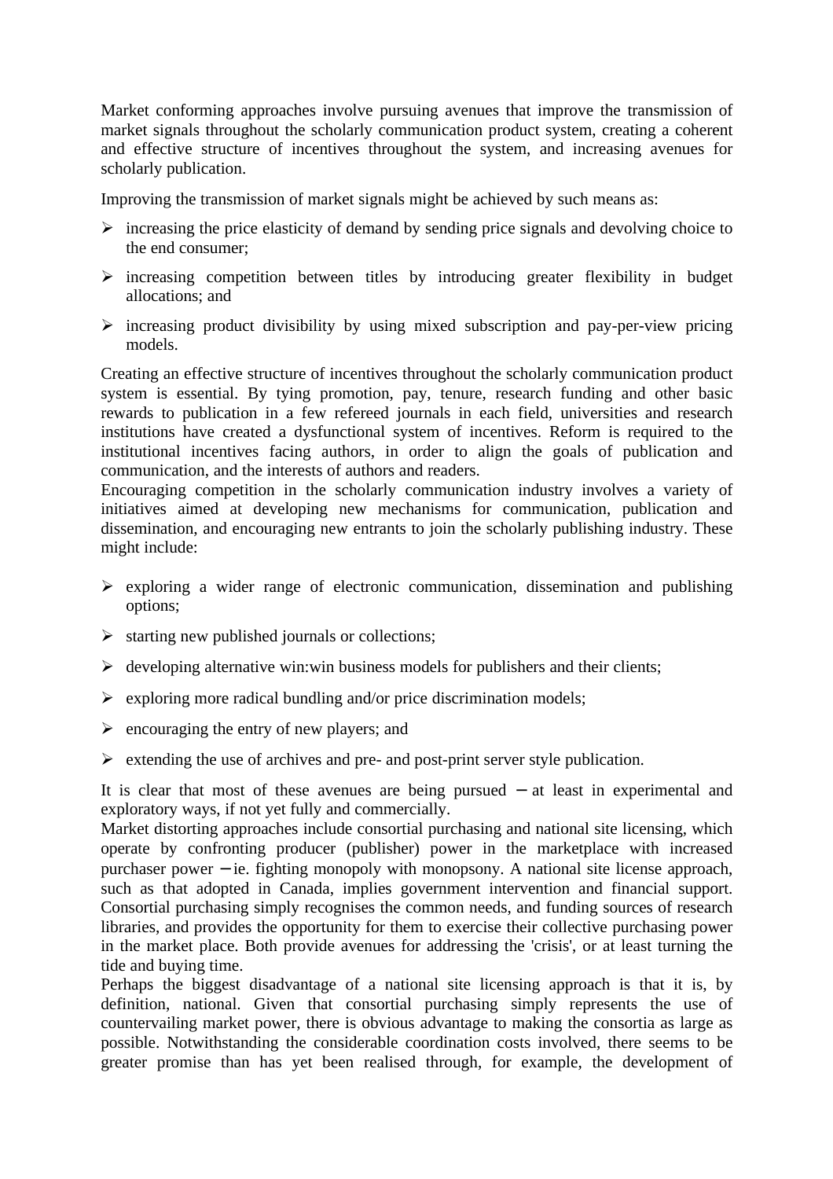Market conforming approaches involve pursuing avenues that improve the transmission of market signals throughout the scholarly communication product system, creating a coherent and effective structure of incentives throughout the system, and increasing avenues for scholarly publication.

Improving the transmission of market signals might be achieved by such means as:

- increasing the price elasticity of demand by sending price signals and devolving choice to the end consumer;
- increasing competition between titles by introducing greater flexibility in budget allocations; and
- increasing product divisibility by using mixed subscription and pay-per-view pricing models.

Creating an effective structure of incentives throughout the scholarly communication product system is essential. By tying promotion, pay, tenure, research funding and other basic rewards to publication in a few refereed journals in each field, universities and research institutions have created a dysfunctional system of incentives. Reform is required to the institutional incentives facing authors, in order to align the goals of publication and communication, and the interests of authors and readers.

Encouraging competition in the scholarly communication industry involves a variety of initiatives aimed at developing new mechanisms for communication, publication and dissemination, and encouraging new entrants to join the scholarly publishing industry. These might include:

- exploring a wider range of electronic communication, dissemination and publishing options;
- starting new published journals or collections;
- developing alternative win:win business models for publishers and their clients;
- exploring more radical bundling and/or price discrimination models;
- encouraging the entry of new players; and
- extending the use of archives and pre- and post-print server style publication.

It is clear that most of these avenues are being pursued – at least in experimental and exploratory ways, if not yet fully and commercially.

Market distorting approaches include consortial purchasing and national site licensing, which operate by confronting producer (publisher) power in the marketplace with increased purchaser power – ie. fighting monopoly with monopsony. A national site license approach, such as that adopted in Canada, implies government intervention and financial support. Consortial purchasing simply recognises the common needs, and funding sources of research libraries, and provides the opportunity for them to exercise their collective purchasing power in the market place. Both provide avenues for addressing the 'crisis', or at least turning the tide and buying time.

Perhaps the biggest disadvantage of a national site licensing approach is that it is, by definition, national. Given that consortial purchasing simply represents the use of countervailing market power, there is obvious advantage to making the consortia as large as possible. Notwithstanding the considerable coordination costs involved, there seems to be greater promise than has yet been realised through, for example, the development of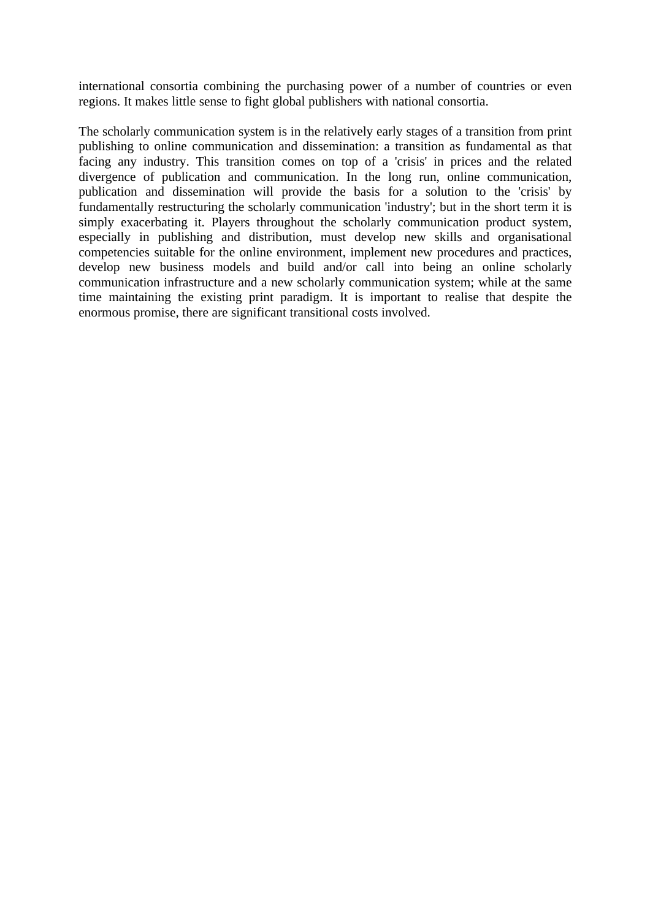international consortia combining the purchasing power of a number of countries or even regions. It makes little sense to fight global publishers with national consortia.

The scholarly communication system is in the relatively early stages of a transition from print publishing to online communication and dissemination: a transition as fundamental as that facing any industry. This transition comes on top of a 'crisis' in prices and the related divergence of publication and communication. In the long run, online communication, publication and dissemination will provide the basis for a solution to the 'crisis' by fundamentally restructuring the scholarly communication 'industry'; but in the short term it is simply exacerbating it. Players throughout the scholarly communication product system, especially in publishing and distribution, must develop new skills and organisational competencies suitable for the online environment, implement new procedures and practices, develop new business models and build and/or call into being an online scholarly communication infrastructure and a new scholarly communication system; while at the same time maintaining the existing print paradigm. It is important to realise that despite the enormous promise, there are significant transitional costs involved.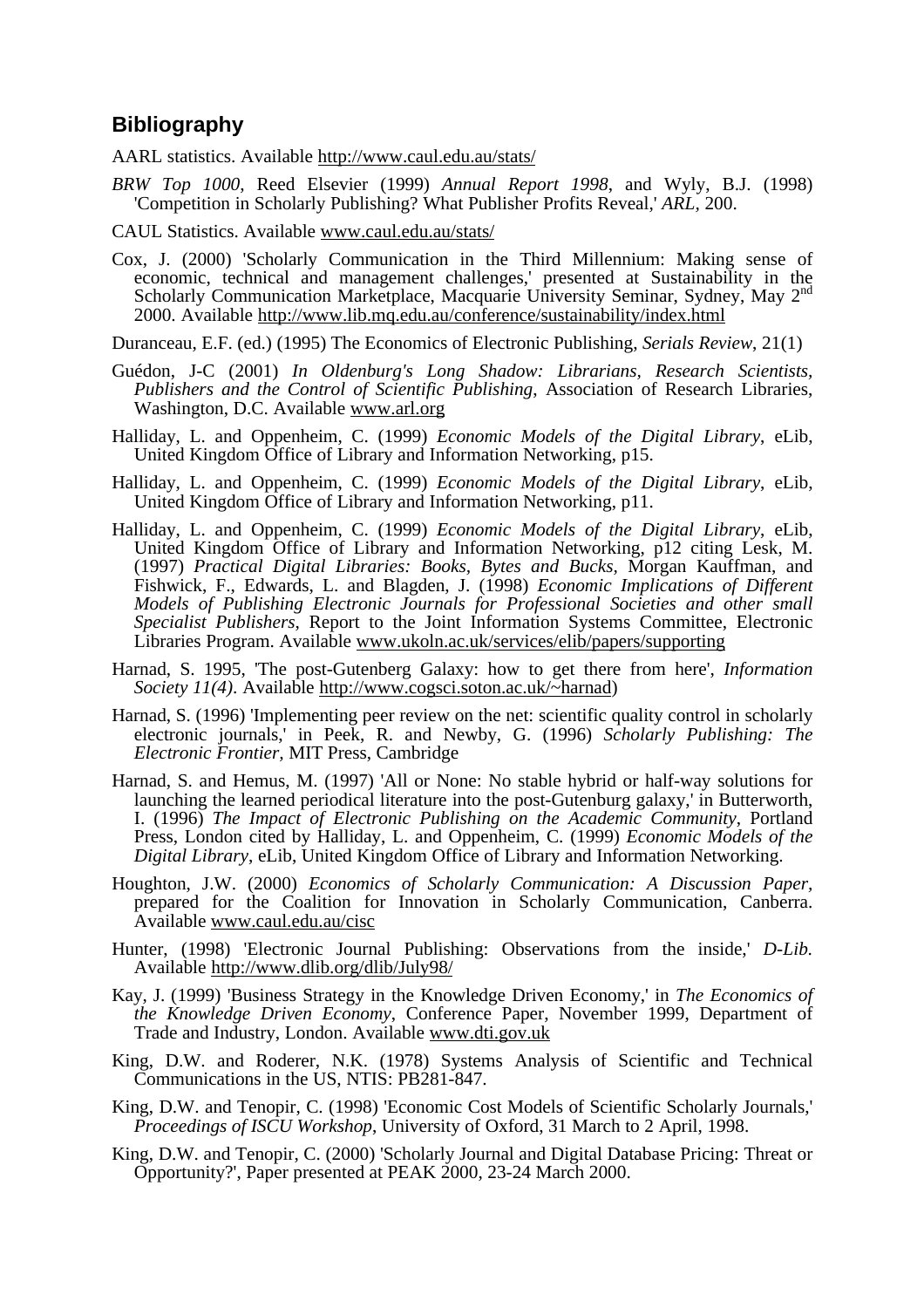## Bibliography

AARL statistics. Available http://www.caul.edu.au/stats/

*BRW Top 1000*, Reed Elsevier (1999) *Annual Report 1998*, and Wyly, B.J. (1998) 'Competition in Scholarly Publishing? What Publisher Profits Reveal,' *ARL*, 200.

CAUL Statistics. Available www.caul.edu.au/stats/

Cox, J. (2000) 'Scholarly Communication in the Third Millennium: Making sense of economic, technical and management challenges,' presented at Sustainability in the Scholarly Communication Marketplace, Macquarie University Seminar, Sydney, May 2nd 2000. Available http://www.lib.mq.edu.au/conference/sustainability/index.html

Duranceau, E.F. (ed.) (1995) The Economics of Electronic Publishing, *Serials Review*, 21(1)

Guédon, J-C (2001) *In Oldenburg's Long Shadow: Librarians, Research Scientists, Publishers and the Control of Scientific Publishing*, Association of Research Libraries, Washington, D.C. Available www.arl.org

Halliday, L. and Oppenheim, C. (1999) *Economic Models of the Digital Library*, eLib, United Kingdom Office of Library and Information Networking, p15.

Halliday, L. and Oppenheim, C. (1999) *Economic Models of the Digital Library*, eLib, United Kingdom Office of Library and Information Networking, p11.

Halliday, L. and Oppenheim, C. (1999) *Economic Models of the Digital Library*, eLib, United Kingdom Office of Library and Information Networking, p12 citing Lesk, M. (1997) *Practical Digital Libraries: Books, Bytes and Bucks*, Morgan Kauffman, and Fishwick, F., Edwards, L. and Blagden, J. (1998) *Economic Implications of Different Models of Publishing Electronic Journals for Professional Societies and other small Specialist Publishers*, Report to the Joint Information Systems Committee, Electronic Libraries Program. Available www.ukoln.ac.uk/services/elib/papers/supporting

Harnad, S. 1995, 'The post-Gutenberg Galaxy: how to get there from here', *Information Society 11(4)*. Available http://www.cogsci.soton.ac.uk/~harnad)

Harnad, S. (1996) 'Implementing peer review on the net: scientific quality control in scholarly electronic journals,' in Peek, R. and Newby, G. (1996) *Scholarly Publishing: The Electronic Frontier*, MIT Press, Cambridge

Harnad, S. and Hemus, M. (1997) 'All or None: No stable hybrid or half-way solutions for launching the learned periodical literature into the post-Gutenburg galaxy,' in Butterworth, I. (1996) *The Impact of Electronic Publishing on the Academic Community*, Portland Press, London cited by Halliday, L. and Oppenheim, C. (1999) *Economic Models of the Digital Library*, eLib, United Kingdom Office of Library and Information Networking.

Houghton, J.W. (2000) *Economics of Scholarly Communication: A Discussion Paper*, prepared for the Coalition for Innovation in Scholarly Communication, Canberra. Available www.caul.edu.au/cisc

Hunter, (1998) 'Electronic Journal Publishing: Observations from the inside,' *D-Lib.* Available http://www.dlib.org/dlib/July98/

Kay, J. (1999) 'Business Strategy in the Knowledge Driven Economy,' in *The Economics of the Knowledge Driven Economy*, Conference Paper, November 1999, Department of Trade and Industry, London. Available www.dti.gov.uk

King, D.W. and Roderer, N.K. (1978) Systems Analysis of Scientific and Technical Communications in the US, NTIS: PB281-847.

King, D.W. and Tenopir, C. (1998) 'Economic Cost Models of Scientific Scholarly Journals,' *Proceedings of ISCU Workshop*, University of Oxford, 31 March to 2 April, 1998.

King, D.W. and Tenopir, C. (2000) 'Scholarly Journal and Digital Database Pricing: Threat or Opportunity?', Paper presented at PEAK 2000, 23-24 March 2000.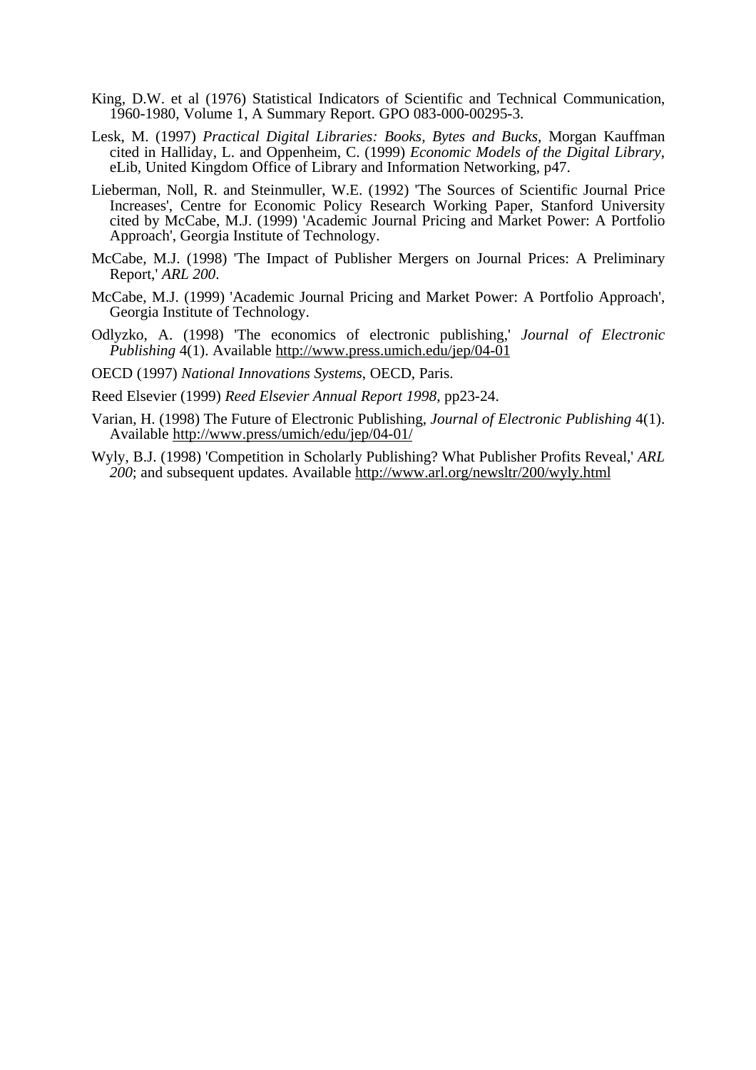King, D.W. et al (1976) Statistical Indicators of Scientific and Technical Communication, 1960-1980, Volume 1, A Summary Report. GPO 083-000-00295-3.

Lesk, M. (1997) *Practical Digital Libraries: Books, Bytes and Bucks*, Morgan Kauffman cited in Halliday, L. and Oppenheim, C. (1999) *Economic Models of the Digital Library*, eLib, United Kingdom Office of Library and Information Networking, p47.

Lieberman, Noll, R. and Steinmuller, W.E. (1992) 'The Sources of Scientific Journal Price Increases', Centre for Economic Policy Research Working Paper, Stanford University cited by McCabe, M.J. (1999) 'Academic Journal Pricing and Market Power: A Portfolio Approach', Georgia Institute of Technology.

McCabe, M.J. (1998) 'The Impact of Publisher Mergers on Journal Prices: A Preliminary Report,' *ARL 200*.

McCabe, M.J. (1999) 'Academic Journal Pricing and Market Power: A Portfolio Approach', Georgia Institute of Technology.

Odlyzko, A. (1998) 'The economics of electronic publishing,' *Journal of Electronic Publishing* 4(1). Available http://www.press.umich.edu/jep/04-01

OECD (1997) *National Innovations Systems*, OECD, Paris.

Reed Elsevier (1999) *Reed Elsevier Annual Report 1998*, pp23-24.

Varian, H. (1998) The Future of Electronic Publishing, *Journal of Electronic Publishing* 4(1). Available http://www.press/umich/edu/jep/04-01/

Wyly, B.J. (1998) 'Competition in Scholarly Publishing? What Publisher Profits Reveal,' *ARL 200*; and subsequent updates. Available http://www.arl.org/newsltr/200/wyly.html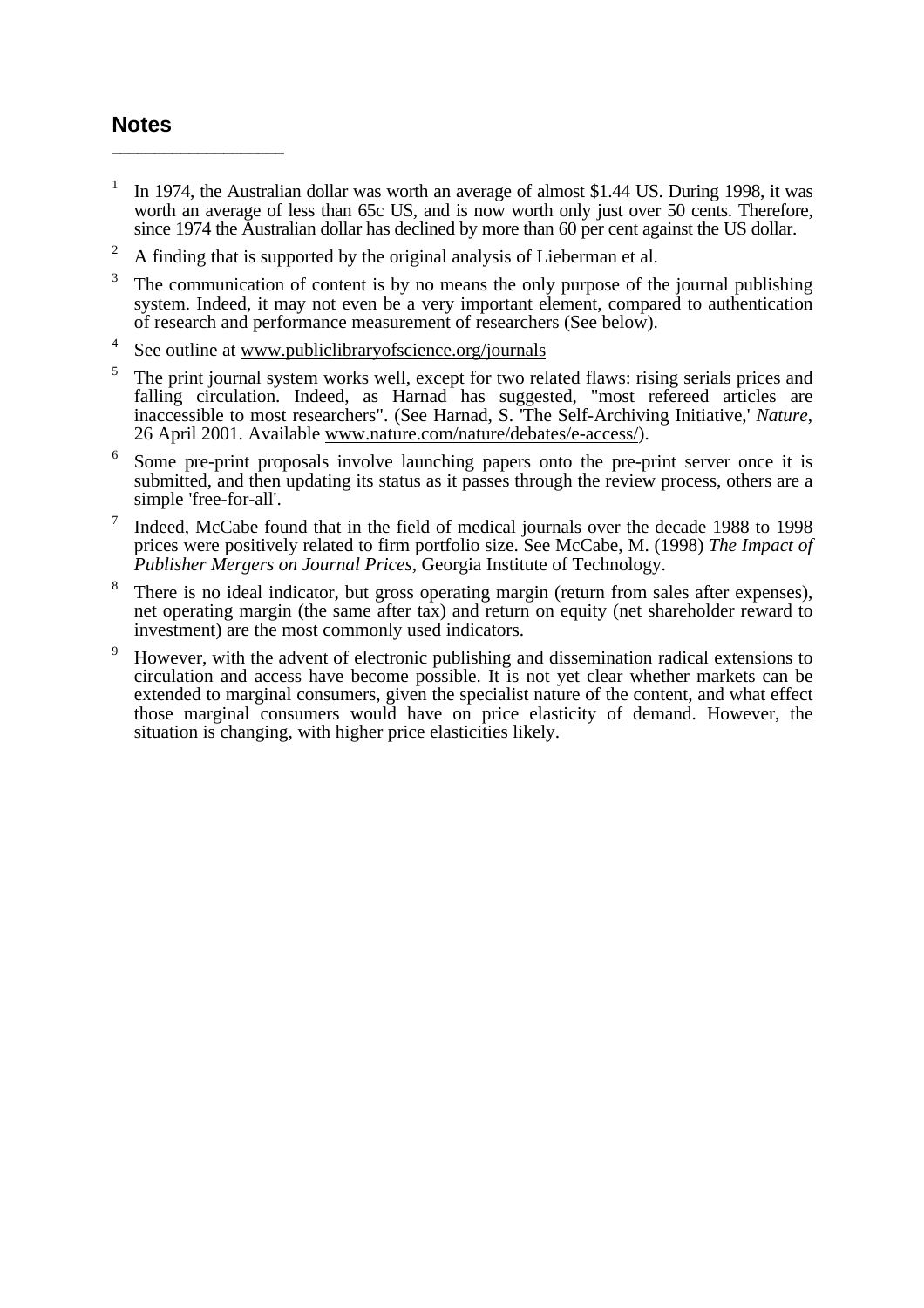## Notes

---

1. In 1974, the Australian dollar was worth an average of almost $1.44 US. During 1998, it was worth an average of less than 65c US, and is now worth only just over 50 cents. Therefore, since 1974 the Australian dollar has declined by more than 60 per cent against the US dollar.

2. A finding that is supported by the original analysis of Lieberman et al.

3. The communication of content is by no means the only purpose of the journal publishing system. Indeed, it may not even be a very important element, compared to authentication of research and performance measurement of researchers (See below).

4. See outline at www.publiclibraryofscience.org/journals

5. The print journal system works well, except for two related flaws: rising serials prices and falling circulation. Indeed, as Harnad has suggested, "most refereed articles are inaccessible to most researchers". (See Harnad, S. 'The Self-Archiving Initiative,' *Nature*, 26 April 2001. Available www.nature.com/nature/debates/e-access/).

6. Some pre-print proposals involve launching papers onto the pre-print server once it is submitted, and then updating its status as it passes through the review process, others are a simple 'free-for-all'.

7. Indeed, McCabe found that in the field of medical journals over the decade 1988 to 1998 prices were positively related to firm portfolio size. See McCabe, M. (1998) *The Impact of Publisher Mergers on Journal Prices*, Georgia Institute of Technology.

8. There is no ideal indicator, but gross operating margin (return from sales after expenses), net operating margin (the same after tax) and return on equity (net shareholder reward to investment) are the most commonly used indicators.

9. However, with the advent of electronic publishing and dissemination radical extensions to circulation and access have become possible. It is not yet clear whether markets can be extended to marginal consumers, given the specialist nature of the content, and what effect those marginal consumers would have on price elasticity of demand. However, the situation is changing, with higher price elasticities likely.